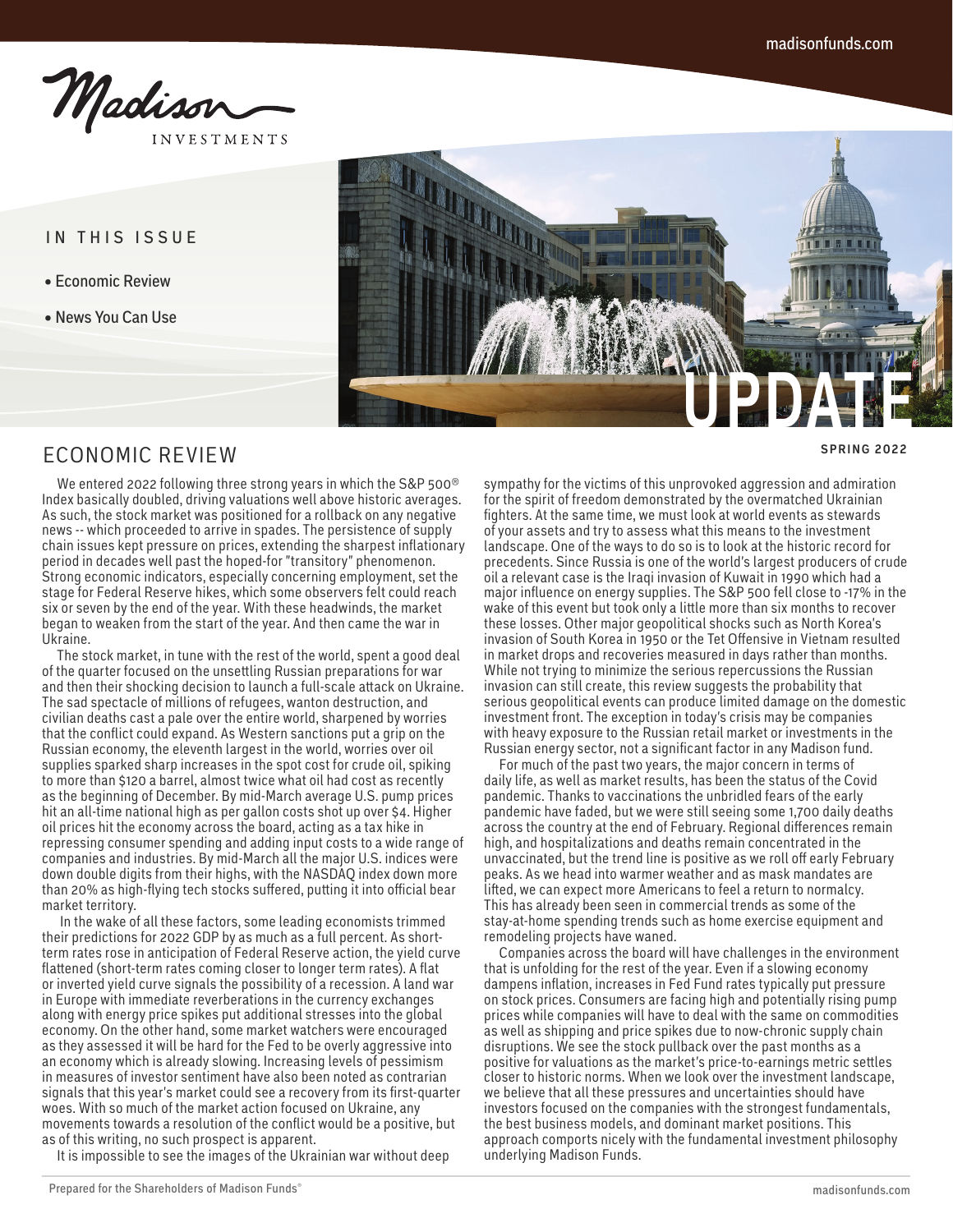Madison INVESTMENTS

IN THIS ISSUE

- Economic Review
- News You Can Use

UPDATE

SPRING 2022

## ECONOMIC REVIEW

We entered 2022 following three strong years in which the S&P 500® Index basically doubled, driving valuations well above historic averages. As such, the stock market was positioned for a rollback on any negative news -- which proceeded to arrive in spades. The persistence of supply chain issues kept pressure on prices, extending the sharpest inflationary period in decades well past the hoped-for "transitory" phenomenon. Strong economic indicators, especially concerning employment, set the stage for Federal Reserve hikes, which some observers felt could reach six or seven by the end of the year. With these headwinds, the market began to weaken from the start of the year. And then came the war in Ukraine.

The stock market, in tune with the rest of the world, spent a good deal of the quarter focused on the unsettling Russian preparations for war and then their shocking decision to launch a full-scale attack on Ukraine. The sad spectacle of millions of refugees, wanton destruction, and civilian deaths cast a pale over the entire world, sharpened by worries that the conflict could expand. As Western sanctions put a grip on the Russian economy, the eleventh largest in the world, worries over oil supplies sparked sharp increases in the spot cost for crude oil, spiking to more than $120 a barrel, almost twice what oil had cost as recently as the beginning of December. By mid-March average U.S. pump prices hit an all-time national high as per gallon costs shot up over $4. Higher oil prices hit the economy across the board, acting as a tax hike in repressing consumer spending and adding input costs to a wide range of companies and industries. By mid-March all the major U.S. indices were down double digits from their highs, with the NASDAQ index down more than 20% as high-flying tech stocks suffered, putting it into official bear market territory.

In the wake of all these factors, some leading economists trimmed their predictions for 2022 GDP by as much as a full percent. As short-term rates rose in anticipation of Federal Reserve action, the yield curve flattened (short-term rates coming closer to longer term rates). A flat or inverted yield curve signals the possibility of a recession. A land war in Europe with immediate reverberations in the currency exchanges along with energy price spikes put additional stresses into the global economy. On the other hand, some market watchers were encouraged as they assessed it will be hard for the Fed to be overly aggressive into an economy which is already slowing. Increasing levels of pessimism in measures of investor sentiment have also been noted as contrarian signals that this year's market could see a recovery from its first-quarter woes. With so much of the market action focused on Ukraine, any movements towards a resolution of the conflict would be a positive, but as of this writing, no such prospect is apparent.

It is impossible to see the images of the Ukrainian war without deep sympathy for the victims of this unprovoked aggression and admiration for the spirit of freedom demonstrated by the overmatched Ukrainian fighters. At the same time, we must look at world events as stewards of your assets and try to assess what this means to the investment landscape. One of the ways to do so is to look at the historic record for precedents. Since Russia is one of the world's largest producers of crude oil a relevant case is the Iraqi invasion of Kuwait in 1990 which had a major influence on energy supplies. The S&P 500 fell close to -17% in the wake of this event but took only a little more than six months to recover these losses. Other major geopolitical shocks such as North Korea's invasion of South Korea in 1950 or the Tet Offensive in Vietnam resulted in market drops and recoveries measured in days rather than months. While not trying to minimize the serious repercussions the Russian invasion can still create, this review suggests the probability that serious geopolitical events can produce limited damage on the domestic investment front. The exception in today's crisis may be companies with heavy exposure to the Russian retail market or investments in the Russian energy sector, not a significant factor in any Madison fund.

For much of the past two years, the major concern in terms of daily life, as well as market results, has been the status of the Covid pandemic. Thanks to vaccinations the unbridled fears of the early pandemic have faded, but we were still seeing some 1,700 daily deaths across the country at the end of February. Regional differences remain high, and hospitalizations and deaths remain concentrated in the unvaccinated, but the trend line is positive as we roll off early February peaks. As we head into warmer weather and as mask mandates are lifted, we can expect more Americans to feel a return to normalcy. This has already been seen in commercial trends as some of the stay-at-home spending trends such as home exercise equipment and remodeling projects have waned.

Companies across the board will have challenges in the environment that is unfolding for the rest of the year. Even if a slowing economy dampens inflation, increases in Fed Fund rates typically put pressure on stock prices. Consumers are facing high and potentially rising pump prices while companies will have to deal with the same on commodities as well as shipping and price spikes due to now-chronic supply chain disruptions. We see the stock pullback over the past months as a positive for valuations as the market's price-to-earnings metric settles closer to historic norms. When we look over the investment landscape, we believe that all these pressures and uncertainties should have investors focused on the companies with the strongest fundamentals, the best business models, and dominant market positions. This approach comports nicely with the fundamental investment philosophy underlying Madison Funds.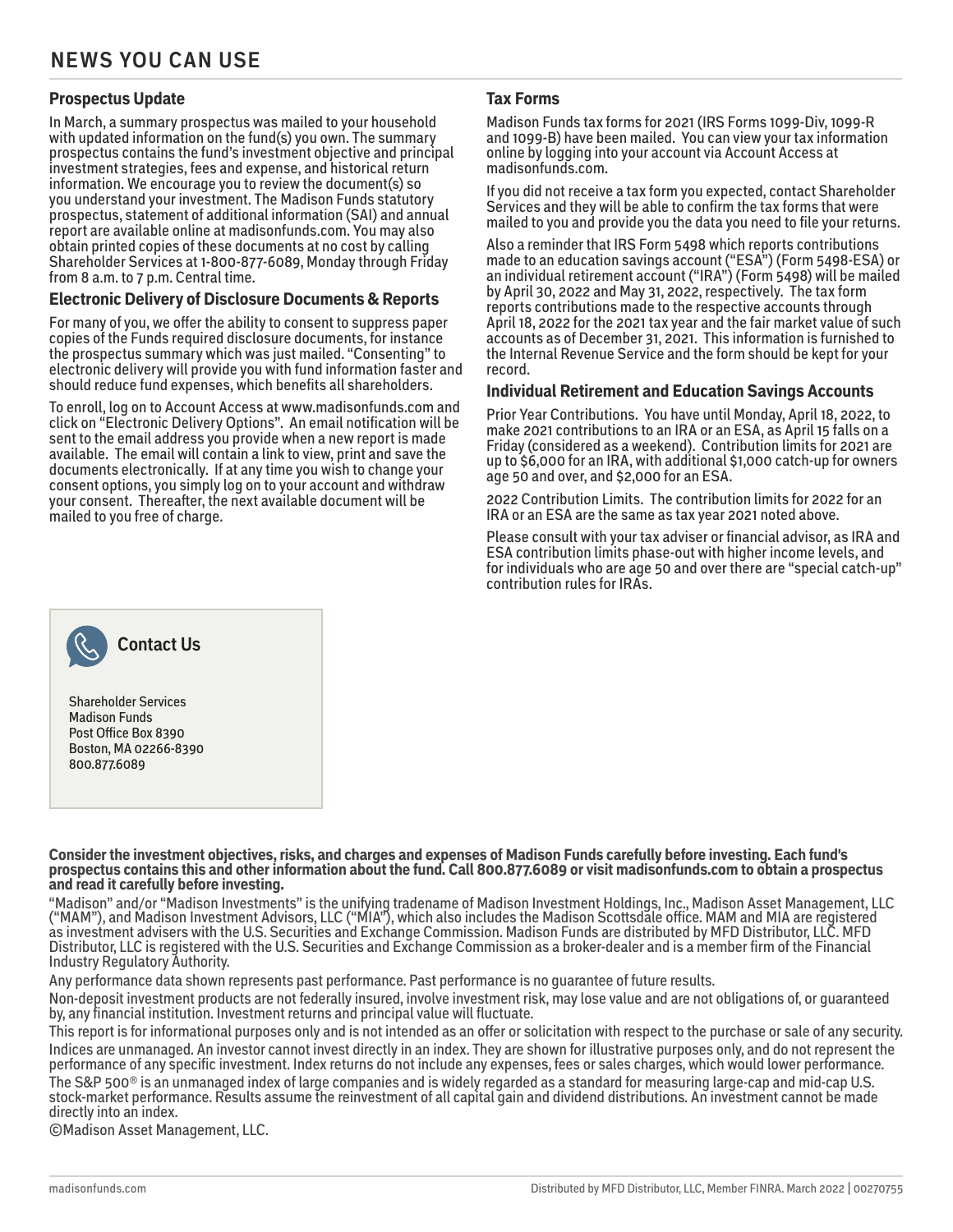# NEWS YOU CAN USE

## Prospectus Update

In March, a summary prospectus was mailed to your household with updated information on the fund(s) you own. The summary prospectus contains the fund's investment objective and principal investment strategies, fees and expense, and historical return information. We encourage you to review the document(s) so you understand your investment. The Madison Funds statutory prospectus, statement of additional information (SAI) and annual report are available online at madisonfunds.com. You may also obtain printed copies of these documents at no cost by calling Shareholder Services at 1-800-877-6089, Monday through Friday from 8 a.m. to 7 p.m. Central time.

## Electronic Delivery of Disclosure Documents & Reports

For many of you, we offer the ability to consent to suppress paper copies of the Funds required disclosure documents, for instance the prospectus summary which was just mailed. "Consenting" to electronic delivery will provide you with fund information faster and should reduce fund expenses, which benefits all shareholders.

To enroll, log on to Account Access at www.madisonfunds.com and click on "Electronic Delivery Options". An email notification will be sent to the email address you provide when a new report is made available. The email will contain a link to view, print and save the documents electronically. If at any time you wish to change your consent options, you simply log on to your account and withdraw your consent. Thereafter, the next available document will be mailed to you free of charge.

## Tax Forms

Madison Funds tax forms for 2021 (IRS Forms 1099-Div, 1099-R and 1099-B) have been mailed. You can view your tax information online by logging into your account via Account Access at madisonfunds.com.

If you did not receive a tax form you expected, contact Shareholder Services and they will be able to confirm the tax forms that were mailed to you and provide you the data you need to file your returns.

Also a reminder that IRS Form 5498 which reports contributions made to an education savings account ("ESA") (Form 5498-ESA) or an individual retirement account ("IRA") (Form 5498) will be mailed by April 30, 2022 and May 31, 2022, respectively. The tax form reports contributions made to the respective accounts through April 18, 2022 for the 2021 tax year and the fair market value of such accounts as of December 31, 2021. This information is furnished to the Internal Revenue Service and the form should be kept for your record.

## Individual Retirement and Education Savings Accounts

Prior Year Contributions. You have until Monday, April 18, 2022, to make 2021 contributions to an IRA or an ESA, as April 15 falls on a Friday (considered as a weekend). Contribution limits for 2021 are up to $6,000 for an IRA, with additional $1,000 catch-up for owners age 50 and over, and $2,000 for an ESA.

2022 Contribution Limits. The contribution limits for 2022 for an IRA or an ESA are the same as tax year 2021 noted above.

Please consult with your tax adviser or financial advisor, as IRA and ESA contribution limits phase-out with higher income levels, and for individuals who are age 50 and over there are "special catch-up" contribution rules for IRAs.

## Contact Us

Shareholder Services
Madison Funds
Post Office Box 8390
Boston, MA 02266-8390
800.877.6089

**Consider the investment objectives, risks, and charges and expenses of Madison Funds carefully before investing. Each fund's prospectus contains this and other information about the fund. Call 800.877.6089 or visit madisonfunds.com to obtain a prospectus and read it carefully before investing.**

"Madison" and/or "Madison Investments" is the unifying tradename of Madison Investment Holdings, Inc., Madison Asset Management, LLC ("MAM"), and Madison Investment Advisors, LLC ("MIA"), which also includes the Madison Scottsdale office. MAM and MIA are registered as investment advisers with the U.S. Securities and Exchange Commission. Madison Funds are distributed by MFD Distributor, LLC. MFD Distributor, LLC is registered with the U.S. Securities and Exchange Commission as a broker-dealer and is a member firm of the Financial Industry Regulatory Authority.

Any performance data shown represents past performance. Past performance is no guarantee of future results.

Non-deposit investment products are not federally insured, involve investment risk, may lose value and are not obligations of, or guaranteed by, any financial institution. Investment returns and principal value will fluctuate.

This report is for informational purposes only and is not intended as an offer or solicitation with respect to the purchase or sale of any security.

Indices are unmanaged. An investor cannot invest directly in an index. They are shown for illustrative purposes only, and do not represent the performance of any specific investment. Index returns do not include any expenses, fees or sales charges, which would lower performance.

The S&P 500® is an unmanaged index of large companies and is widely regarded as a standard for measuring large-cap and mid-cap U.S. stock-market performance. Results assume the reinvestment of all capital gain and dividend distributions. An investment cannot be made directly into an index.

©Madison Asset Management, LLC.

madisonfunds.com

Distributed by MFD Distributor, LLC, Member FINRA. March 2022 | 00270755